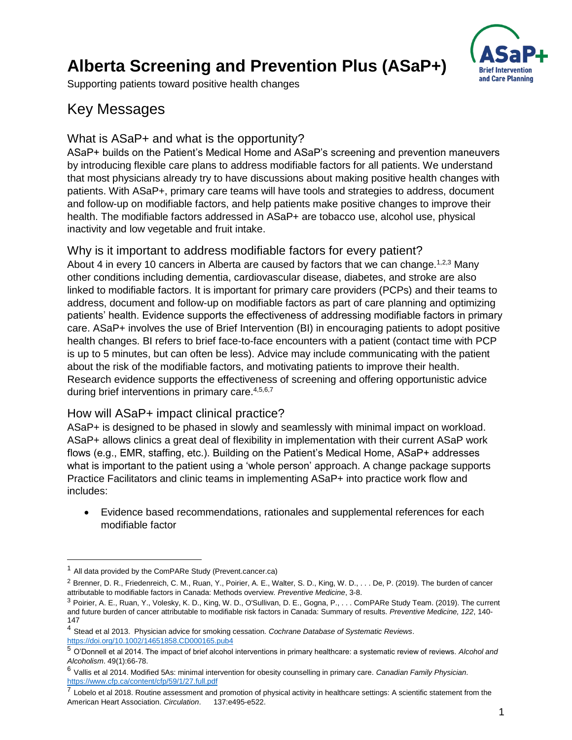# Alberta Screening and Prevention Plus (ASaP+)

Supporting patients toward positive health changes

## Key Messages

### What is ASaP+ and what is the opportunity?

ASaP+ builds on the Patient's Medical Home and ASaP's screening and prevention maneuvers by introducing flexible care plans to address modifiable factors for all patients. We understand that most physicians already try to have discussions about making positive health changes with patients. With ASaP+, primary care teams will have tools and strategies to address, document and follow-up on modifiable factors, and help patients make positive changes to improve their health. The modifiable factors addressed in ASaP+ are tobacco use, alcohol use, physical inactivity and low vegetable and fruit intake.

### Why is it important to address modifiable factors for every patient?

About 4 in every 10 cancers in Alberta are caused by factors that we can change.[1,2,3] Many other conditions including dementia, cardiovascular disease, diabetes, and stroke are also linked to modifiable factors. It is important for primary care providers (PCPs) and their teams to address, document and follow-up on modifiable factors as part of care planning and optimizing patients' health. Evidence supports the effectiveness of addressing modifiable factors in primary care. ASaP+ involves the use of Brief Intervention (BI) in encouraging patients to adopt positive health changes. BI refers to brief face-to-face encounters with a patient (contact time with PCP is up to 5 minutes, but can often be less). Advice may include communicating with the patient about the risk of the modifiable factors, and motivating patients to improve their health. Research evidence supports the effectiveness of screening and offering opportunistic advice during brief interventions in primary care.[4,5,6,7]

### How will ASaP+ impact clinical practice?

ASaP+ is designed to be phased in slowly and seamlessly with minimal impact on workload. ASaP+ allows clinics a great deal of flexibility in implementation with their current ASaP work flows (e.g., EMR, staffing, etc.). Building on the Patient's Medical Home, ASaP+ addresses what is important to the patient using a 'whole person' approach. A change package supports Practice Facilitators and clinic teams in implementing ASaP+ into practice work flow and includes:

- Evidence based recommendations, rationales and supplemental references for each modifiable factor

---

[1] All data provided by the ComPARe Study (Prevent.cancer.ca)

[2] Brenner, D. R., Friedenreich, C. M., Ruan, Y., Poirier, A. E., Walter, S. D., King, W. D., . . . De, P. (2019). The burden of cancer attributable to modifiable factors in Canada: Methods overview. *Preventive Medicine*, 3-8.

[3] Poirier, A. E., Ruan, Y., Volesky, K. D., King, W. D., O'Sullivan, D. E., Gogna, P., . . . ComPARe Study Team. (2019). The current and future burden of cancer attributable to modifiable risk factors in Canada: Summary of results. *Preventive Medicine, 122*, 140-147

[4] Stead et al 2013. Physician advice for smoking cessation. *Cochrane Database of Systematic Reviews*. https://doi.org/10.1002/14651858.CD000165.pub4

[5] O'Donnell et al 2014. The impact of brief alcohol interventions in primary healthcare: a systematic review of reviews. *Alcohol and Alcoholism*. 49(1):66-78.

[6] Vallis et al 2014. Modified 5As: minimal intervention for obesity counselling in primary care. *Canadian Family Physician*. https://www.cfp.ca/content/cfp/59/1/27.full.pdf

[7] Lobelo et al 2018. Routine assessment and promotion of physical activity in healthcare settings: A scientific statement from the American Heart Association. *Circulation*. 137:e495-e522.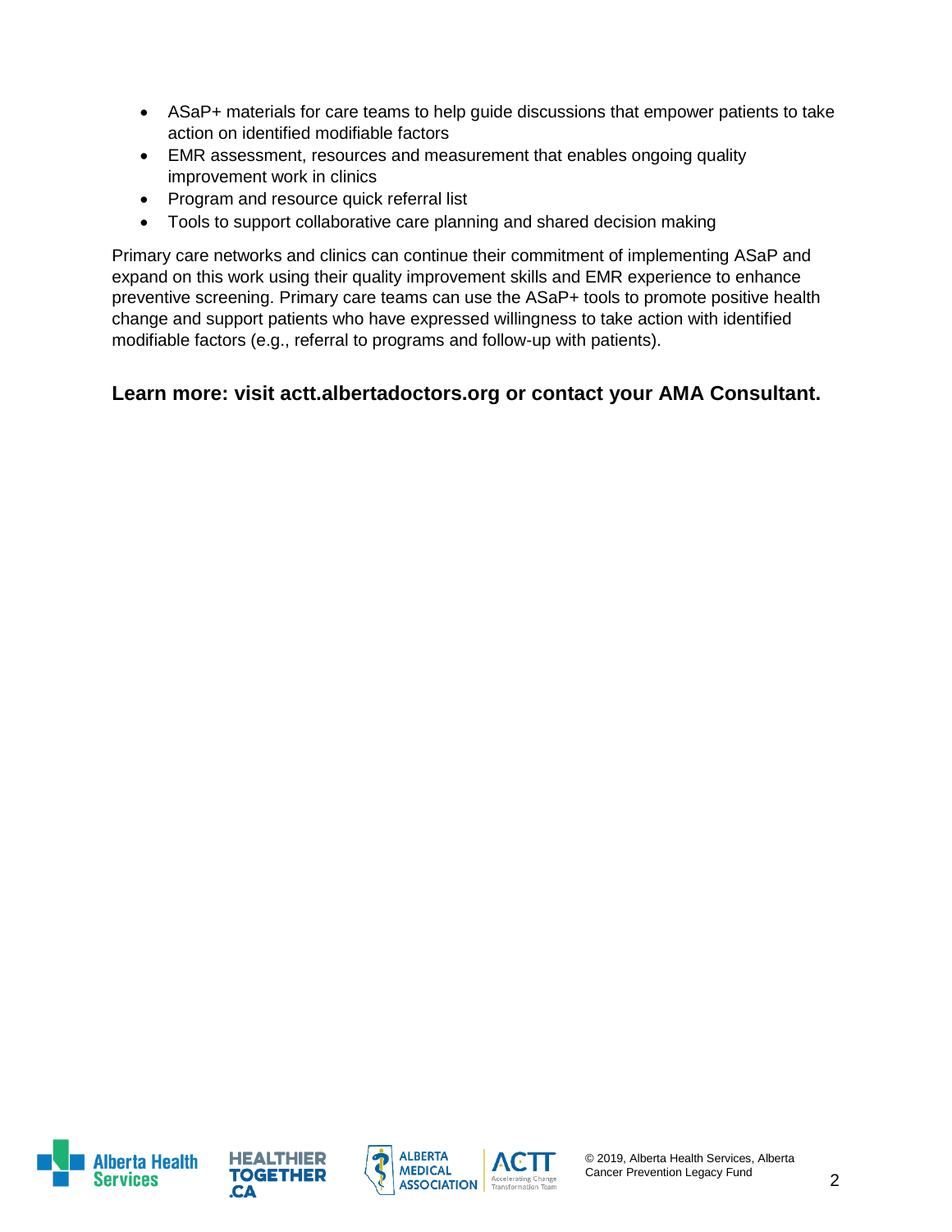- ASaP+ materials for care teams to help guide discussions that empower patients to take action on identified modifiable factors
- EMR assessment, resources and measurement that enables ongoing quality improvement work in clinics
- Program and resource quick referral list
- Tools to support collaborative care planning and shared decision making

Primary care networks and clinics can continue their commitment of implementing ASaP and expand on this work using their quality improvement skills and EMR experience to enhance preventive screening. Primary care teams can use the ASaP+ tools to promote positive health change and support patients who have expressed willingness to take action with identified modifiable factors (e.g., referral to programs and follow-up with patients).

**Learn more: visit actt.albertadoctors.org or contact your AMA Consultant.**

© 2019, Alberta Health Services, Alberta Cancer Prevention Legacy Fund